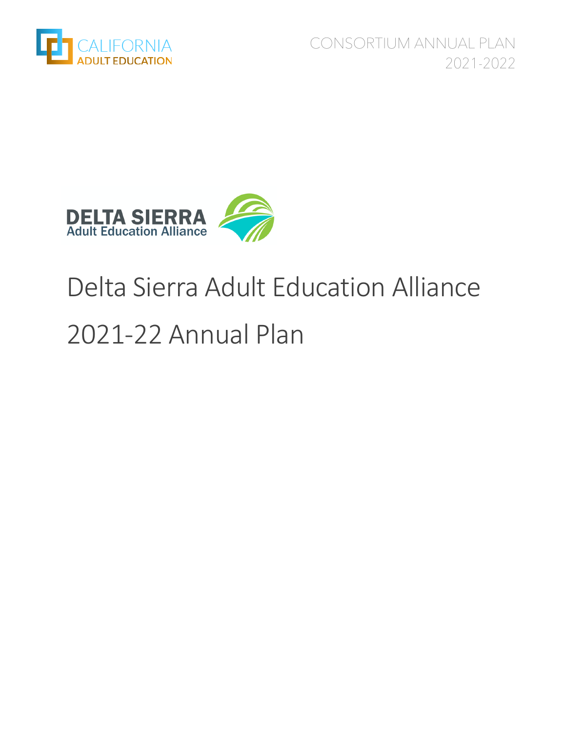CALIFORNIA ADULT EDUCATION

CONSORTIUM ANNUAL PLAN 2021-2022

DELTA SIERRA Adult Education Alliance

# Delta Sierra Adult Education Alliance 2021-22 Annual Plan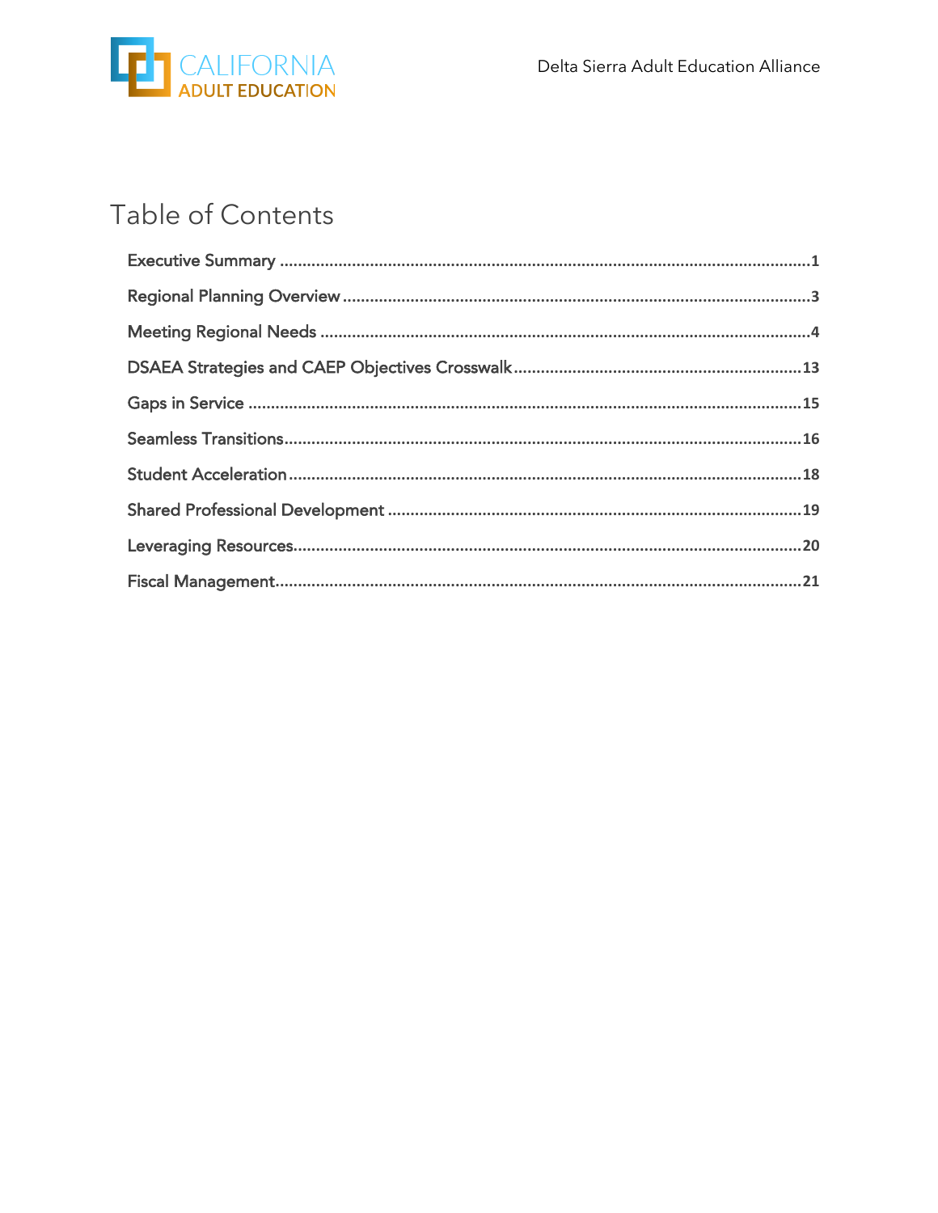# Table of Contents

- Executive Summary ........................................ 1
- Regional Planning Overview ........................................ 3
- Meeting Regional Needs ........................................ 4
- DSAEA Strategies and CAEP Objectives Crosswalk ........................................ 13
- Gaps in Service ........................................ 15
- Seamless Transitions ........................................ 16
- Student Acceleration ........................................ 18
- Shared Professional Development ........................................ 19
- Leveraging Resources ........................................ 20
- Fiscal Management ........................................ 21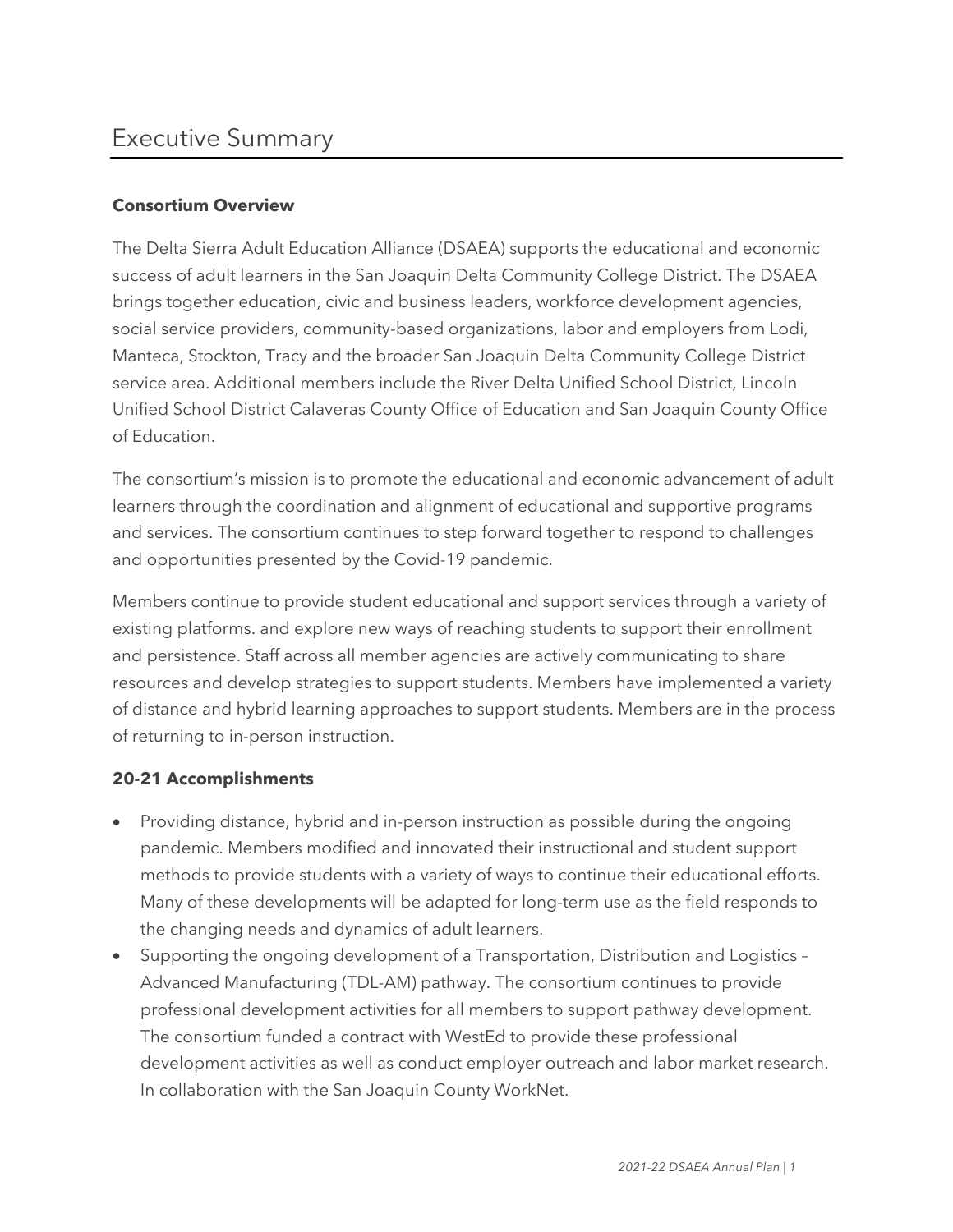# Executive Summary

**Consortium Overview**

The Delta Sierra Adult Education Alliance (DSAEA) supports the educational and economic success of adult learners in the San Joaquin Delta Community College District. The DSAEA brings together education, civic and business leaders, workforce development agencies, social service providers, community-based organizations, labor and employers from Lodi, Manteca, Stockton, Tracy and the broader San Joaquin Delta Community College District service area. Additional members include the River Delta Unified School District, Lincoln Unified School District Calaveras County Office of Education and San Joaquin County Office of Education.

The consortium's mission is to promote the educational and economic advancement of adult learners through the coordination and alignment of educational and supportive programs and services. The consortium continues to step forward together to respond to challenges and opportunities presented by the Covid-19 pandemic.

Members continue to provide student educational and support services through a variety of existing platforms. and explore new ways of reaching students to support their enrollment and persistence. Staff across all member agencies are actively communicating to share resources and develop strategies to support students. Members have implemented a variety of distance and hybrid learning approaches to support students. Members are in the process of returning to in-person instruction.

**20-21 Accomplishments**

- Providing distance, hybrid and in-person instruction as possible during the ongoing pandemic. Members modified and innovated their instructional and student support methods to provide students with a variety of ways to continue their educational efforts. Many of these developments will be adapted for long-term use as the field responds to the changing needs and dynamics of adult learners.
- Supporting the ongoing development of a Transportation, Distribution and Logistics – Advanced Manufacturing (TDL-AM) pathway. The consortium continues to provide professional development activities for all members to support pathway development. The consortium funded a contract with WestEd to provide these professional development activities as well as conduct employer outreach and labor market research. In collaboration with the San Joaquin County WorkNet.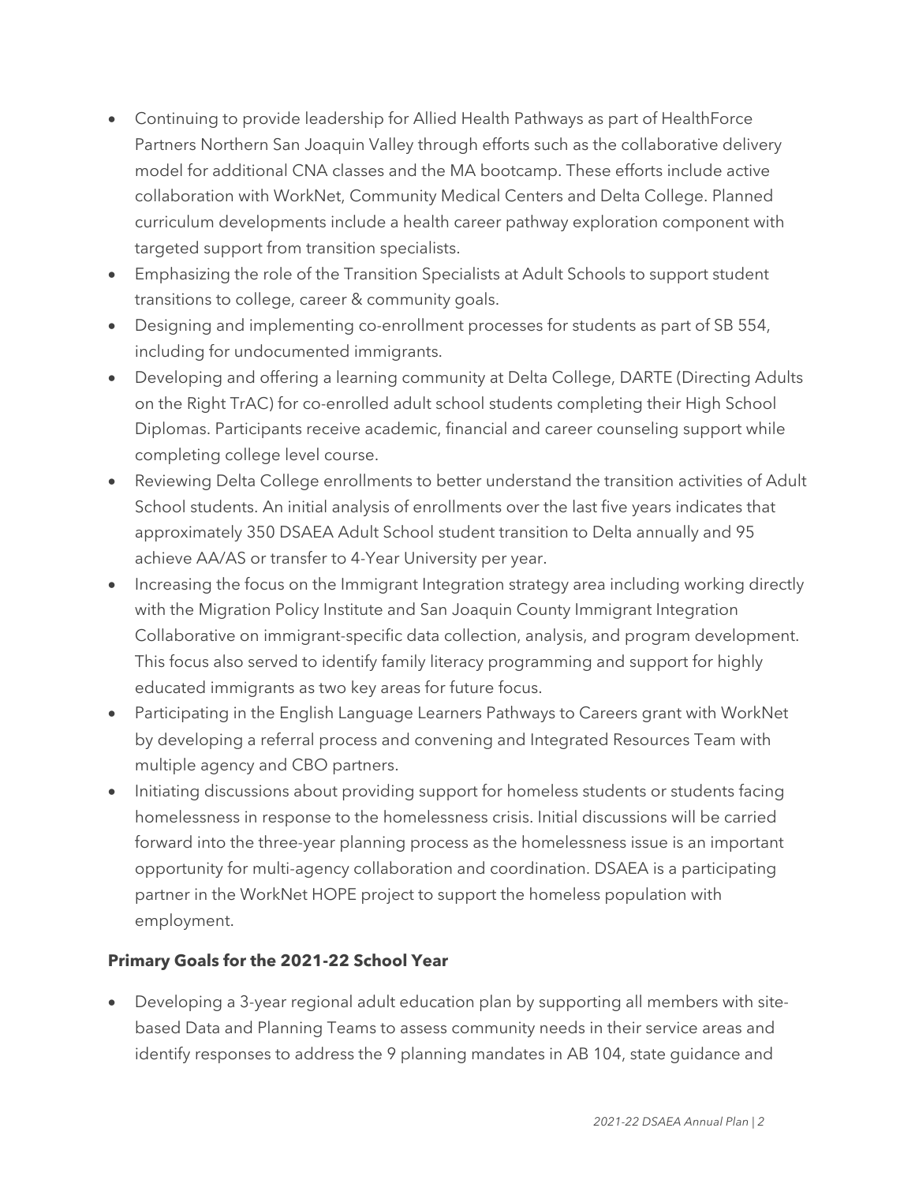- Continuing to provide leadership for Allied Health Pathways as part of HealthForce Partners Northern San Joaquin Valley through efforts such as the collaborative delivery model for additional CNA classes and the MA bootcamp. These efforts include active collaboration with WorkNet, Community Medical Centers and Delta College. Planned curriculum developments include a health career pathway exploration component with targeted support from transition specialists.
- Emphasizing the role of the Transition Specialists at Adult Schools to support student transitions to college, career & community goals.
- Designing and implementing co-enrollment processes for students as part of SB 554, including for undocumented immigrants.
- Developing and offering a learning community at Delta College, DARTE (Directing Adults on the Right TrAC) for co-enrolled adult school students completing their High School Diplomas. Participants receive academic, financial and career counseling support while completing college level course.
- Reviewing Delta College enrollments to better understand the transition activities of Adult School students. An initial analysis of enrollments over the last five years indicates that approximately 350 DSAEA Adult School student transition to Delta annually and 95 achieve AA/AS or transfer to 4-Year University per year.
- Increasing the focus on the Immigrant Integration strategy area including working directly with the Migration Policy Institute and San Joaquin County Immigrant Integration Collaborative on immigrant-specific data collection, analysis, and program development. This focus also served to identify family literacy programming and support for highly educated immigrants as two key areas for future focus.
- Participating in the English Language Learners Pathways to Careers grant with WorkNet by developing a referral process and convening and Integrated Resources Team with multiple agency and CBO partners.
- Initiating discussions about providing support for homeless students or students facing homelessness in response to the homelessness crisis. Initial discussions will be carried forward into the three-year planning process as the homelessness issue is an important opportunity for multi-agency collaboration and coordination. DSAEA is a participating partner in the WorkNet HOPE project to support the homeless population with employment.

**Primary Goals for the 2021-22 School Year**

- Developing a 3-year regional adult education plan by supporting all members with site-based Data and Planning Teams to assess community needs in their service areas and identify responses to address the 9 planning mandates in AB 104, state guidance and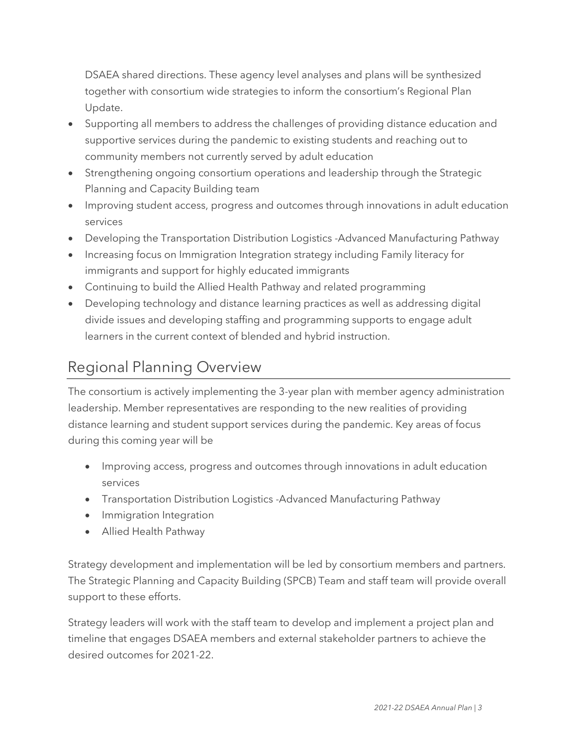DSAEA shared directions. These agency level analyses and plans will be synthesized together with consortium wide strategies to inform the consortium's Regional Plan Update.

- Supporting all members to address the challenges of providing distance education and supportive services during the pandemic to existing students and reaching out to community members not currently served by adult education
- Strengthening ongoing consortium operations and leadership through the Strategic Planning and Capacity Building team
- Improving student access, progress and outcomes through innovations in adult education services
- Developing the Transportation Distribution Logistics -Advanced Manufacturing Pathway
- Increasing focus on Immigration Integration strategy including Family literacy for immigrants and support for highly educated immigrants
- Continuing to build the Allied Health Pathway and related programming
- Developing technology and distance learning practices as well as addressing digital divide issues and developing staffing and programming supports to engage adult learners in the current context of blended and hybrid instruction.

## Regional Planning Overview

The consortium is actively implementing the 3-year plan with member agency administration leadership. Member representatives are responding to the new realities of providing distance learning and student support services during the pandemic. Key areas of focus during this coming year will be

- Improving access, progress and outcomes through innovations in adult education services
- Transportation Distribution Logistics -Advanced Manufacturing Pathway
- Immigration Integration
- Allied Health Pathway

Strategy development and implementation will be led by consortium members and partners. The Strategic Planning and Capacity Building (SPCB) Team and staff team will provide overall support to these efforts.

Strategy leaders will work with the staff team to develop and implement a project plan and timeline that engages DSAEA members and external stakeholder partners to achieve the desired outcomes for 2021-22.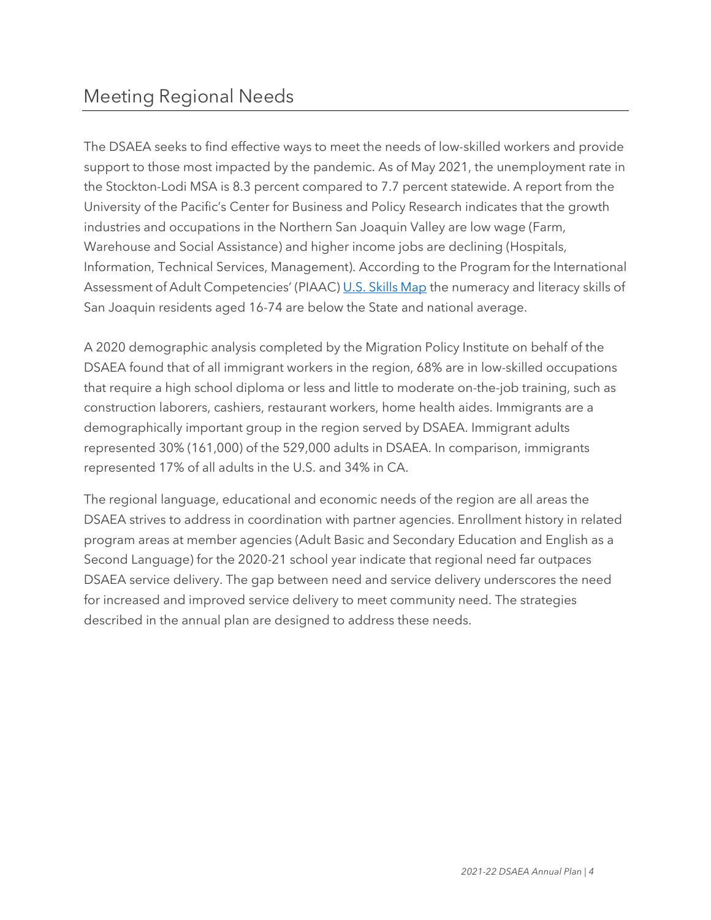# Meeting Regional Needs

The DSAEA seeks to find effective ways to meet the needs of low-skilled workers and provide support to those most impacted by the pandemic. As of May 2021, the unemployment rate in the Stockton-Lodi MSA is 8.3 percent compared to 7.7 percent statewide. A report from the University of the Pacific's Center for Business and Policy Research indicates that the growth industries and occupations in the Northern San Joaquin Valley are low wage (Farm, Warehouse and Social Assistance) and higher income jobs are declining (Hospitals, Information, Technical Services, Management). According to the Program for the International Assessment of Adult Competencies' (PIAAC) U.S. Skills Map the numeracy and literacy skills of San Joaquin residents aged 16-74 are below the State and national average.

A 2020 demographic analysis completed by the Migration Policy Institute on behalf of the DSAEA found that of all immigrant workers in the region, 68% are in low-skilled occupations that require a high school diploma or less and little to moderate on-the-job training, such as construction laborers, cashiers, restaurant workers, home health aides. Immigrants are a demographically important group in the region served by DSAEA. Immigrant adults represented 30% (161,000) of the 529,000 adults in DSAEA. In comparison, immigrants represented 17% of all adults in the U.S. and 34% in CA.

The regional language, educational and economic needs of the region are all areas the DSAEA strives to address in coordination with partner agencies. Enrollment history in related program areas at member agencies (Adult Basic and Secondary Education and English as a Second Language) for the 2020-21 school year indicate that regional need far outpaces DSAEA service delivery. The gap between need and service delivery underscores the need for increased and improved service delivery to meet community need. The strategies described in the annual plan are designed to address these needs.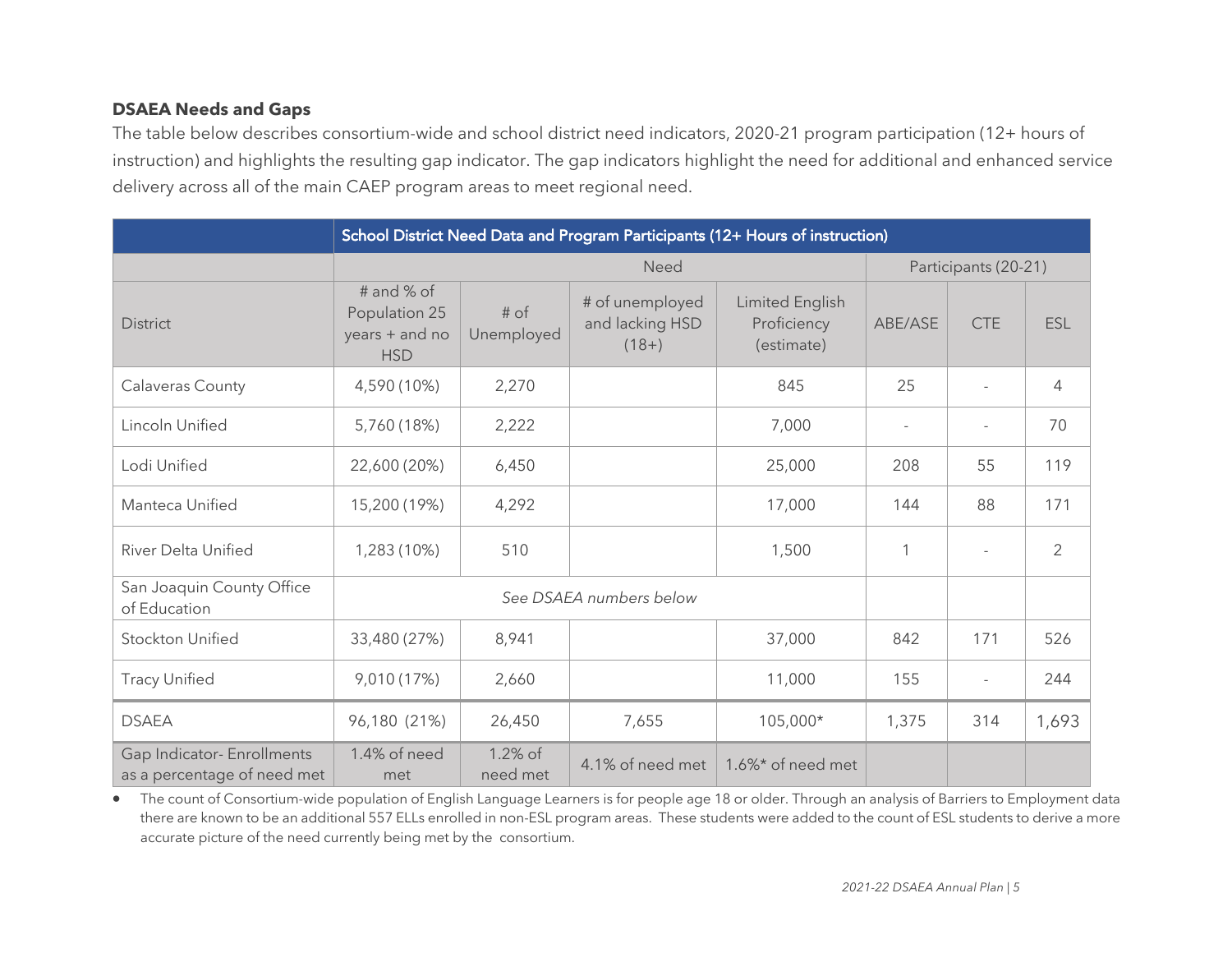**DSAEA Needs and Gaps**

The table below describes consortium-wide and school district need indicators, 2020-21 program participation (12+ hours of instruction) and highlights the resulting gap indicator. The gap indicators highlight the need for additional and enhanced service delivery across all of the main CAEP program areas to meet regional need.

| | School District Need Data and Program Participants (12+ Hours of instruction) | | | | | | |
|---|---|---|---|---|---|---|---|
| | Need | | | | Participants (20-21) | | |
| District | # and % of Population 25 years + and no HSD | # of Unemployed | # of unemployed and lacking HSD (18+) | Limited English Proficiency (estimate) | ABE/ASE | CTE | ESL |
| Calaveras County | 4,590 (10%) | 2,270 | | 845 | 25 | - | 4 |
| Lincoln Unified | 5,760 (18%) | 2,222 | | 7,000 | - | - | 70 |
| Lodi Unified | 22,600 (20%) | 6,450 | | 25,000 | 208 | 55 | 119 |
| Manteca Unified | 15,200 (19%) | 4,292 | | 17,000 | 144 | 88 | 171 |
| River Delta Unified | 1,283 (10%) | 510 | | 1,500 | 1 | - | 2 |
| San Joaquin County Office of Education | *See DSAEA numbers below* | | | | | | |
| Stockton Unified | 33,480 (27%) | 8,941 | | 37,000 | 842 | 171 | 526 |
| Tracy Unified | 9,010 (17%) | 2,660 | | 11,000 | 155 | - | 244 |
| DSAEA | 96,180 (21%) | 26,450 | 7,655 | 105,000* | 1,375 | 314 | 1,693 |
| Gap Indicator- Enrollments as a percentage of need met | 1.4% of need met | 1.2% of need met | 4.1% of need met | 1.6%* of need met | | | |

- The count of Consortium-wide population of English Language Learners is for people age 18 or older. Through an analysis of Barriers to Employment data there are known to be an additional 557 ELLs enrolled in non-ESL program areas. These students were added to the count of ESL students to derive a more accurate picture of the need currently being met by the consortium.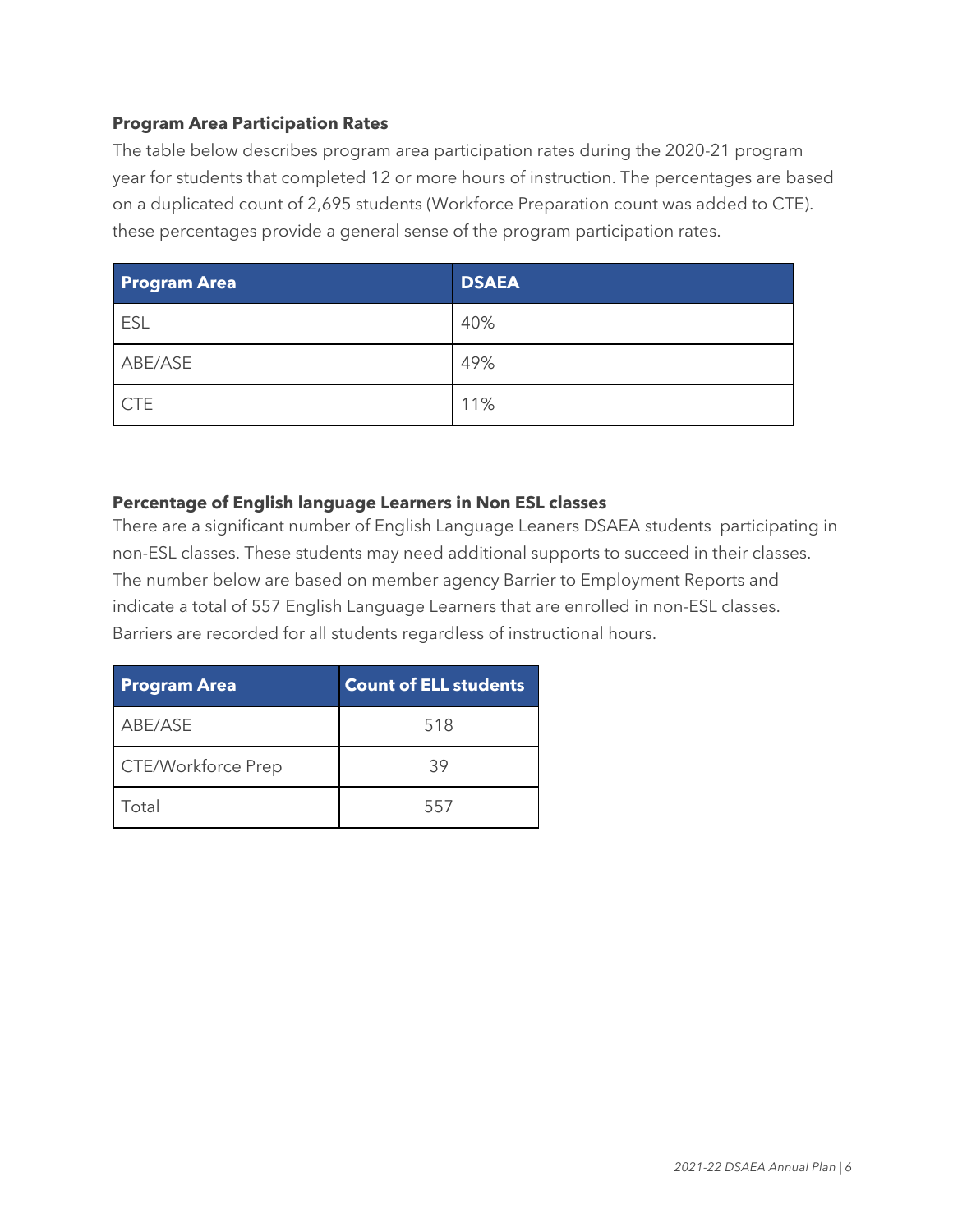**Program Area Participation Rates**

The table below describes program area participation rates during the 2020-21 program year for students that completed 12 or more hours of instruction. The percentages are based on a duplicated count of 2,695 students (Workforce Preparation count was added to CTE). these percentages provide a general sense of the program participation rates.

| Program Area | DSAEA |
| --- | --- |
| ESL | 40% |
| ABE/ASE | 49% |
| CTE | 11% |

**Percentage of English language Learners in Non ESL classes**

There are a significant number of English Language Leaners DSAEA students participating in non-ESL classes. These students may need additional supports to succeed in their classes. The number below are based on member agency Barrier to Employment Reports and indicate a total of 557 English Language Learners that are enrolled in non-ESL classes. Barriers are recorded for all students regardless of instructional hours.

| Program Area | Count of ELL students |
| --- | --- |
| ABE/ASE | 518 |
| CTE/Workforce Prep | 39 |
| Total | 557 |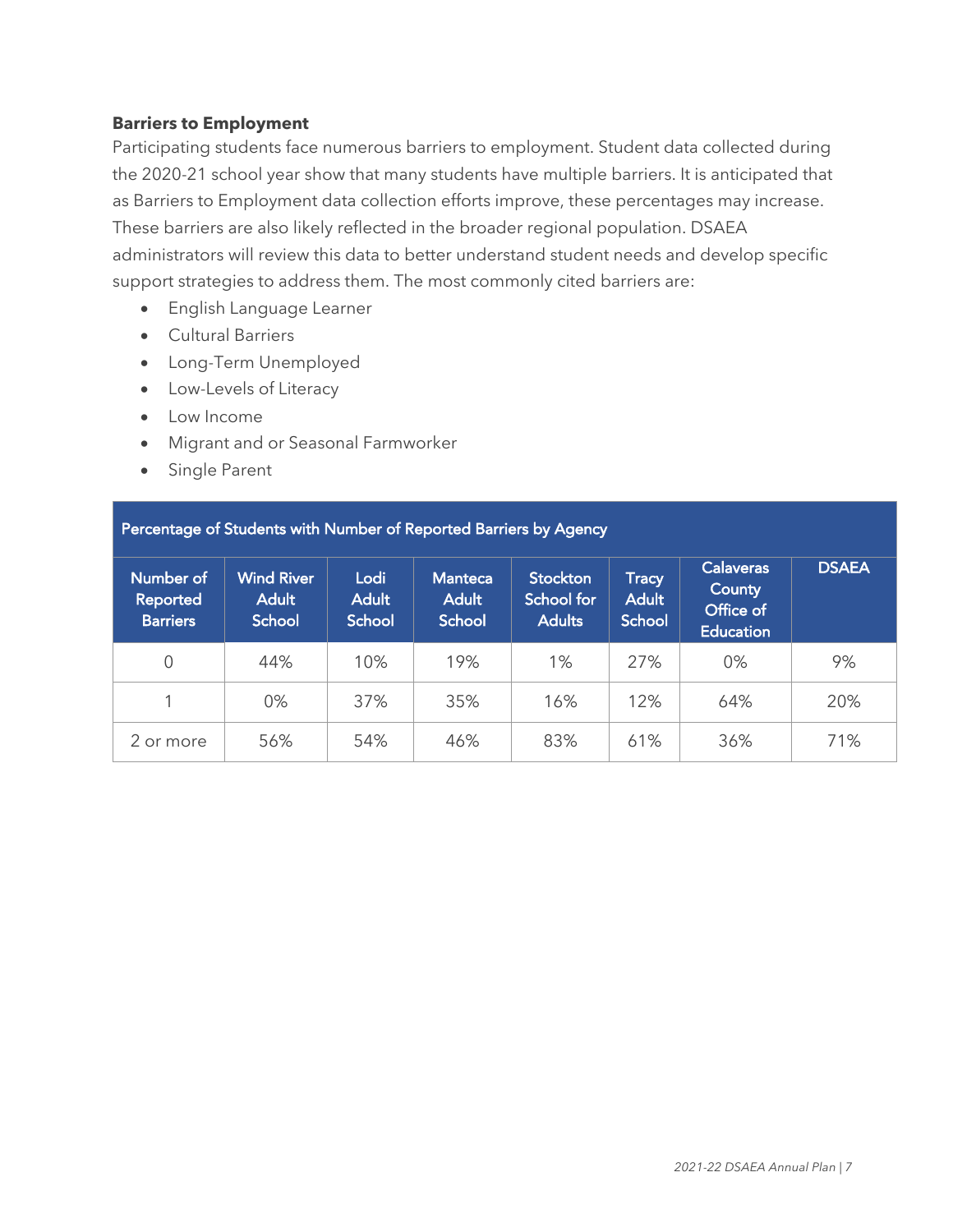**Barriers to Employment**

Participating students face numerous barriers to employment. Student data collected during the 2020-21 school year show that many students have multiple barriers. It is anticipated that as Barriers to Employment data collection efforts improve, these percentages may increase. These barriers are also likely reflected in the broader regional population. DSAEA administrators will review this data to better understand student needs and develop specific support strategies to address them. The most commonly cited barriers are:

- English Language Learner
- Cultural Barriers
- Long-Term Unemployed
- Low-Levels of Literacy
- Low Income
- Migrant and or Seasonal Farmworker
- Single Parent

| Percentage of Students with Number of Reported Barriers by Agency | | | | | | | |
|---|---|---|---|---|---|---|---|
| Number of Reported Barriers | Wind River Adult School | Lodi Adult School | Manteca Adult School | Stockton School for Adults | Tracy Adult School | Calaveras County Office of Education | DSAEA |
| 0 | 44% | 10% | 19% | 1% | 27% | 0% | 9% |
| 1 | 0% | 37% | 35% | 16% | 12% | 64% | 20% |
| 2 or more | 56% | 54% | 46% | 83% | 61% | 36% | 71% |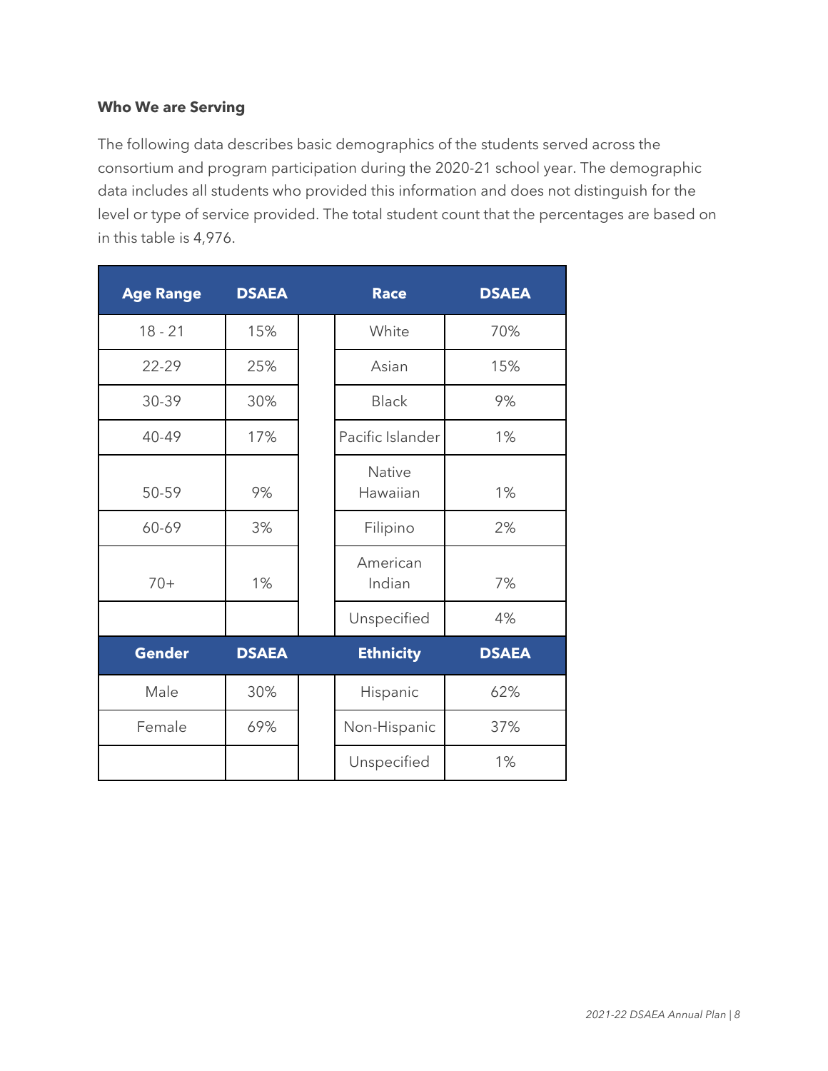**Who We are Serving**

The following data describes basic demographics of the students served across the consortium and program participation during the 2020-21 school year. The demographic data includes all students who provided this information and does not distinguish for the level or type of service provided. The total student count that the percentages are based on in this table is 4,976.

| Age Range | DSAEA | | Race | DSAEA |
|---|---|---|---|---|
| 18 - 21 | 15% | | White | 70% |
| 22-29 | 25% | | Asian | 15% |
| 30-39 | 30% | | Black | 9% |
| 40-49 | 17% | | Pacific Islander | 1% |
| 50-59 | 9% | | Native Hawaiian | 1% |
| 60-69 | 3% | | Filipino | 2% |
| 70+ | 1% | | American Indian | 7% |
| | | | Unspecified | 4% |
| **Gender** | **DSAEA** | | **Ethnicity** | **DSAEA** |
| Male | 30% | | Hispanic | 62% |
| Female | 69% | | Non-Hispanic | 37% |
| | | | Unspecified | 1% |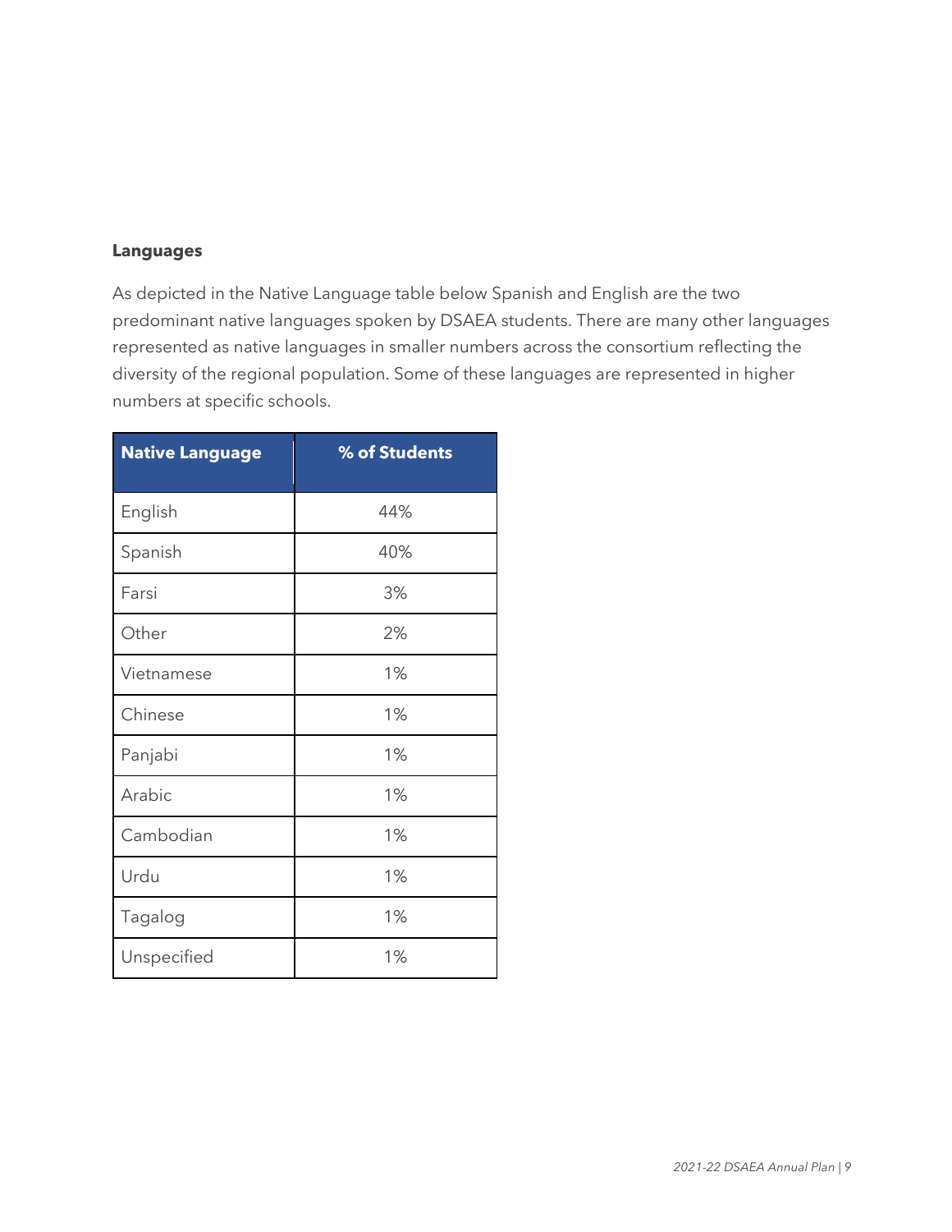**Languages**

As depicted in the Native Language table below Spanish and English are the two predominant native languages spoken by DSAEA students. There are many other languages represented as native languages in smaller numbers across the consortium reflecting the diversity of the regional population. Some of these languages are represented in higher numbers at specific schools.

| Native Language | % of Students |
|---|---|
| English | 44% |
| Spanish | 40% |
| Farsi | 3% |
| Other | 2% |
| Vietnamese | 1% |
| Chinese | 1% |
| Panjabi | 1% |
| Arabic | 1% |
| Cambodian | 1% |
| Urdu | 1% |
| Tagalog | 1% |
| Unspecified | 1% |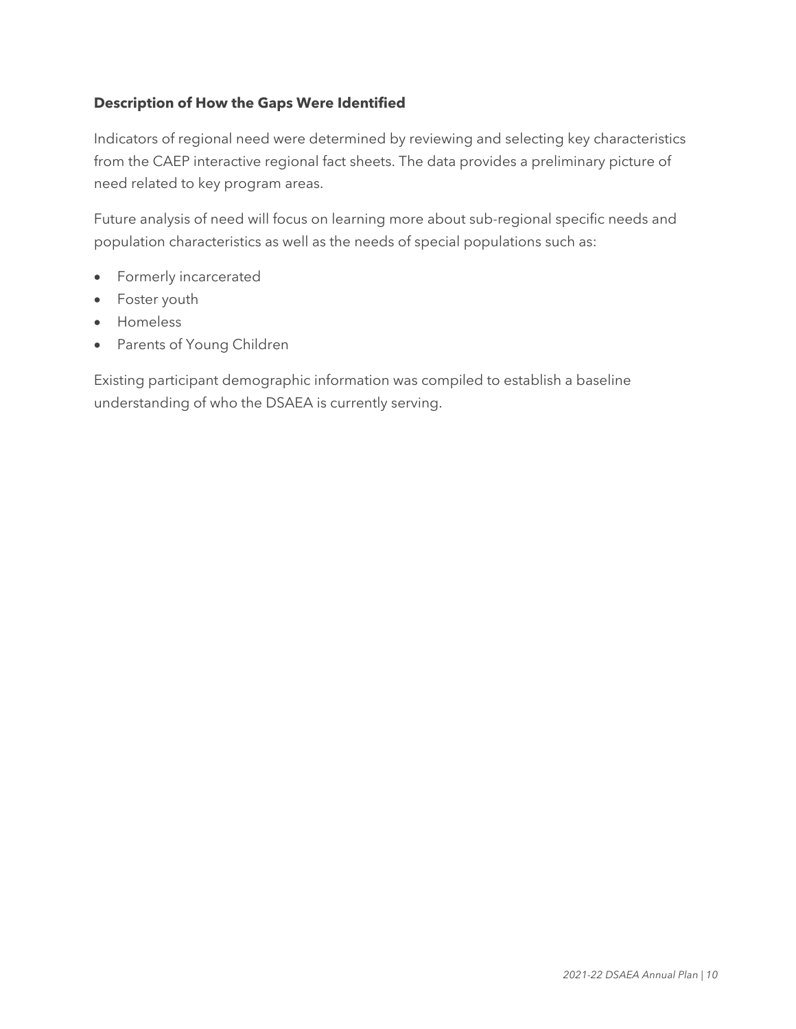### Description of How the Gaps Were Identified

Indicators of regional need were determined by reviewing and selecting key characteristics from the CAEP interactive regional fact sheets. The data provides a preliminary picture of need related to key program areas.

Future analysis of need will focus on learning more about sub-regional specific needs and population characteristics as well as the needs of special populations such as:

- Formerly incarcerated
- Foster youth
- Homeless
- Parents of Young Children

Existing participant demographic information was compiled to establish a baseline understanding of who the DSAEA is currently serving.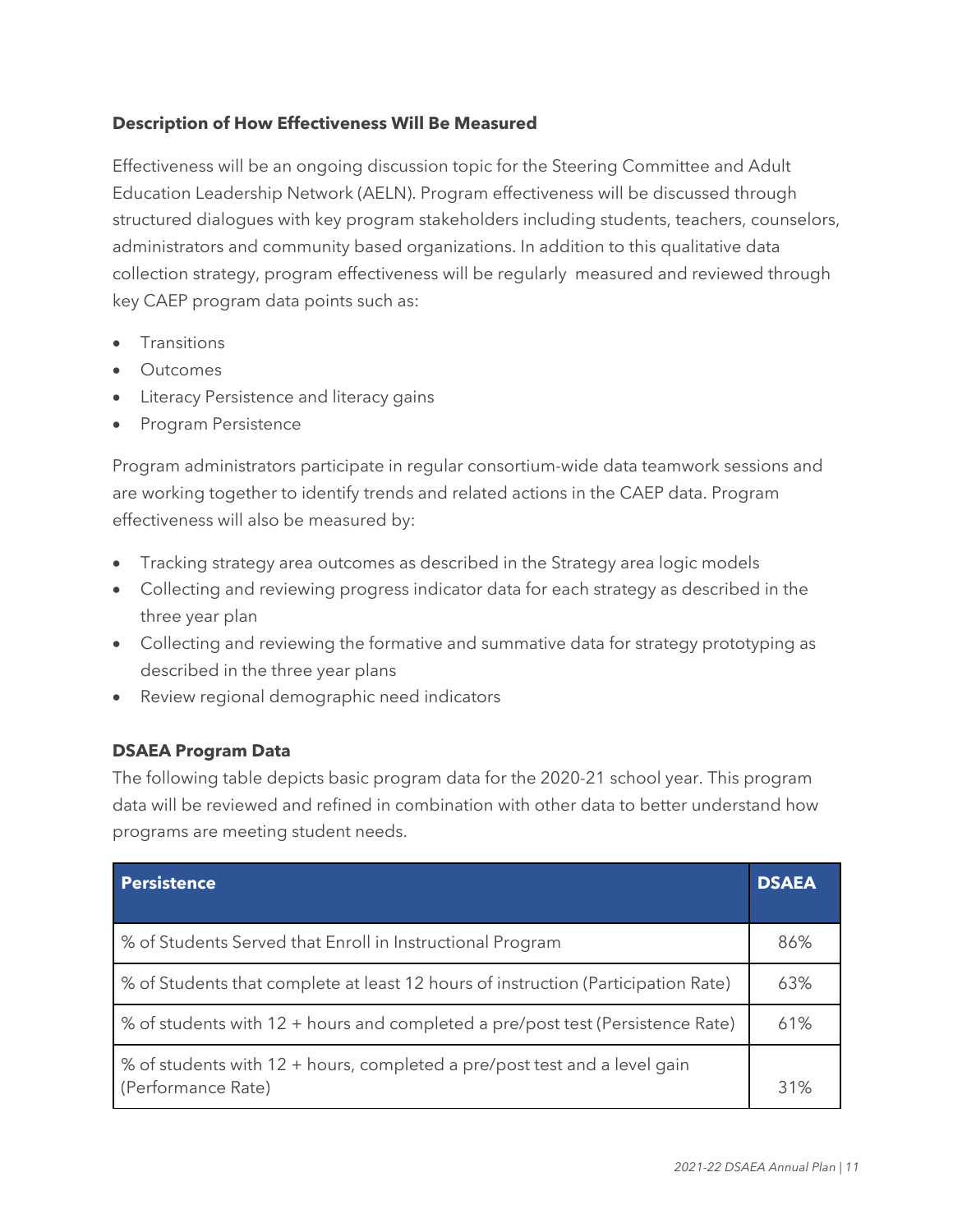**Description of How Effectiveness Will Be Measured**

Effectiveness will be an ongoing discussion topic for the Steering Committee and Adult Education Leadership Network (AELN). Program effectiveness will be discussed through structured dialogues with key program stakeholders including students, teachers, counselors, administrators and community based organizations. In addition to this qualitative data collection strategy, program effectiveness will be regularly measured and reviewed through key CAEP program data points such as:

- Transitions
- Outcomes
- Literacy Persistence and literacy gains
- Program Persistence

Program administrators participate in regular consortium-wide data teamwork sessions and are working together to identify trends and related actions in the CAEP data. Program effectiveness will also be measured by:

- Tracking strategy area outcomes as described in the Strategy area logic models
- Collecting and reviewing progress indicator data for each strategy as described in the three year plan
- Collecting and reviewing the formative and summative data for strategy prototyping as described in the three year plans
- Review regional demographic need indicators

**DSAEA Program Data**

The following table depicts basic program data for the 2020-21 school year. This program data will be reviewed and refined in combination with other data to better understand how programs are meeting student needs.

| Persistence | DSAEA |
|---|---|
| % of Students Served that Enroll in Instructional Program | 86% |
| % of Students that complete at least 12 hours of instruction (Participation Rate) | 63% |
| % of students with 12 + hours and completed a pre/post test (Persistence Rate) | 61% |
| % of students with 12 + hours, completed a pre/post test and a level gain (Performance Rate) | 31% |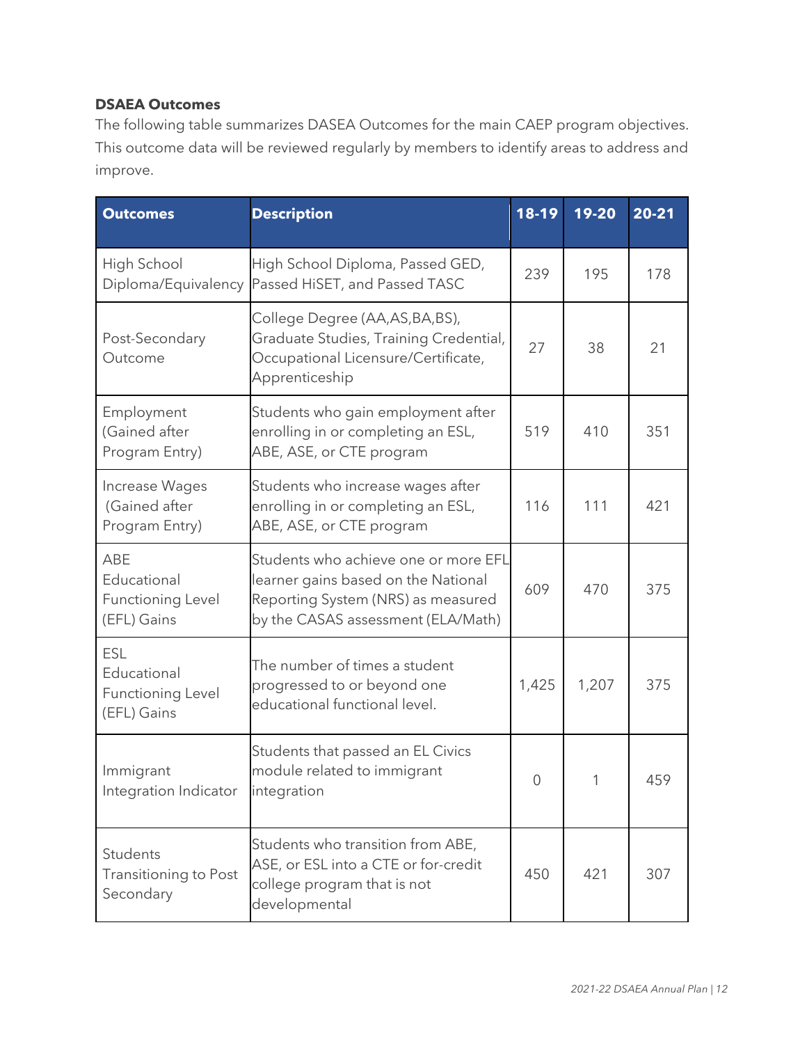**DSAEA Outcomes**

The following table summarizes DASEA Outcomes for the main CAEP program objectives. This outcome data will be reviewed regularly by members to identify areas to address and improve.

| Outcomes | Description | 18-19 | 19-20 | 20-21 |
|---|---|---|---|---|
| High School Diploma/Equivalency | High School Diploma, Passed GED, Passed HiSET, and Passed TASC | 239 | 195 | 178 |
| Post-Secondary Outcome | College Degree (AA,AS,BA,BS), Graduate Studies, Training Credential, Occupational Licensure/Certificate, Apprenticeship | 27 | 38 | 21 |
| Employment (Gained after Program Entry) | Students who gain employment after enrolling in or completing an ESL, ABE, ASE, or CTE program | 519 | 410 | 351 |
| Increase Wages (Gained after Program Entry) | Students who increase wages after enrolling in or completing an ESL, ABE, ASE, or CTE program | 116 | 111 | 421 |
| ABE Educational Functioning Level (EFL) Gains | Students who achieve one or more EFL learner gains based on the National Reporting System (NRS) as measured by the CASAS assessment (ELA/Math) | 609 | 470 | 375 |
| ESL Educational Functioning Level (EFL) Gains | The number of times a student progressed to or beyond one educational functional level. | 1,425 | 1,207 | 375 |
| Immigrant Integration Indicator | Students that passed an EL Civics module related to immigrant integration | 0 | 1 | 459 |
| Students Transitioning to Post Secondary | Students who transition from ABE, ASE, or ESL into a CTE or for-credit college program that is not developmental | 450 | 421 | 307 |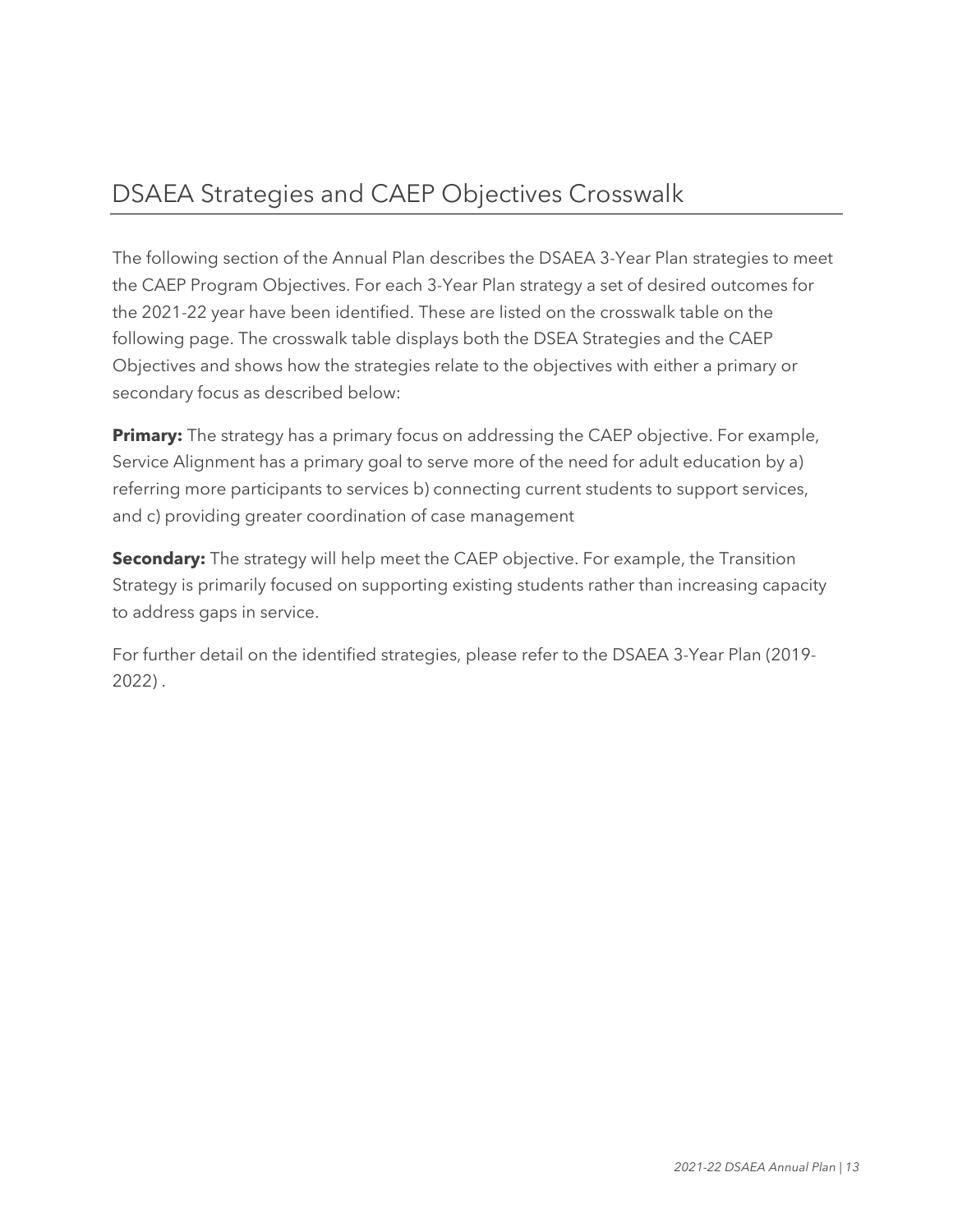## DSAEA Strategies and CAEP Objectives Crosswalk

The following section of the Annual Plan describes the DSAEA 3-Year Plan strategies to meet the CAEP Program Objectives. For each 3-Year Plan strategy a set of desired outcomes for the 2021-22 year have been identified. These are listed on the crosswalk table on the following page. The crosswalk table displays both the DSEA Strategies and the CAEP Objectives and shows how the strategies relate to the objectives with either a primary or secondary focus as described below:

**Primary:** The strategy has a primary focus on addressing the CAEP objective. For example, Service Alignment has a primary goal to serve more of the need for adult education by a) referring more participants to services b) connecting current students to support services, and c) providing greater coordination of case management

**Secondary:** The strategy will help meet the CAEP objective. For example, the Transition Strategy is primarily focused on supporting existing students rather than increasing capacity to address gaps in service.

For further detail on the identified strategies, please refer to the DSAEA 3-Year Plan (2019-2022) .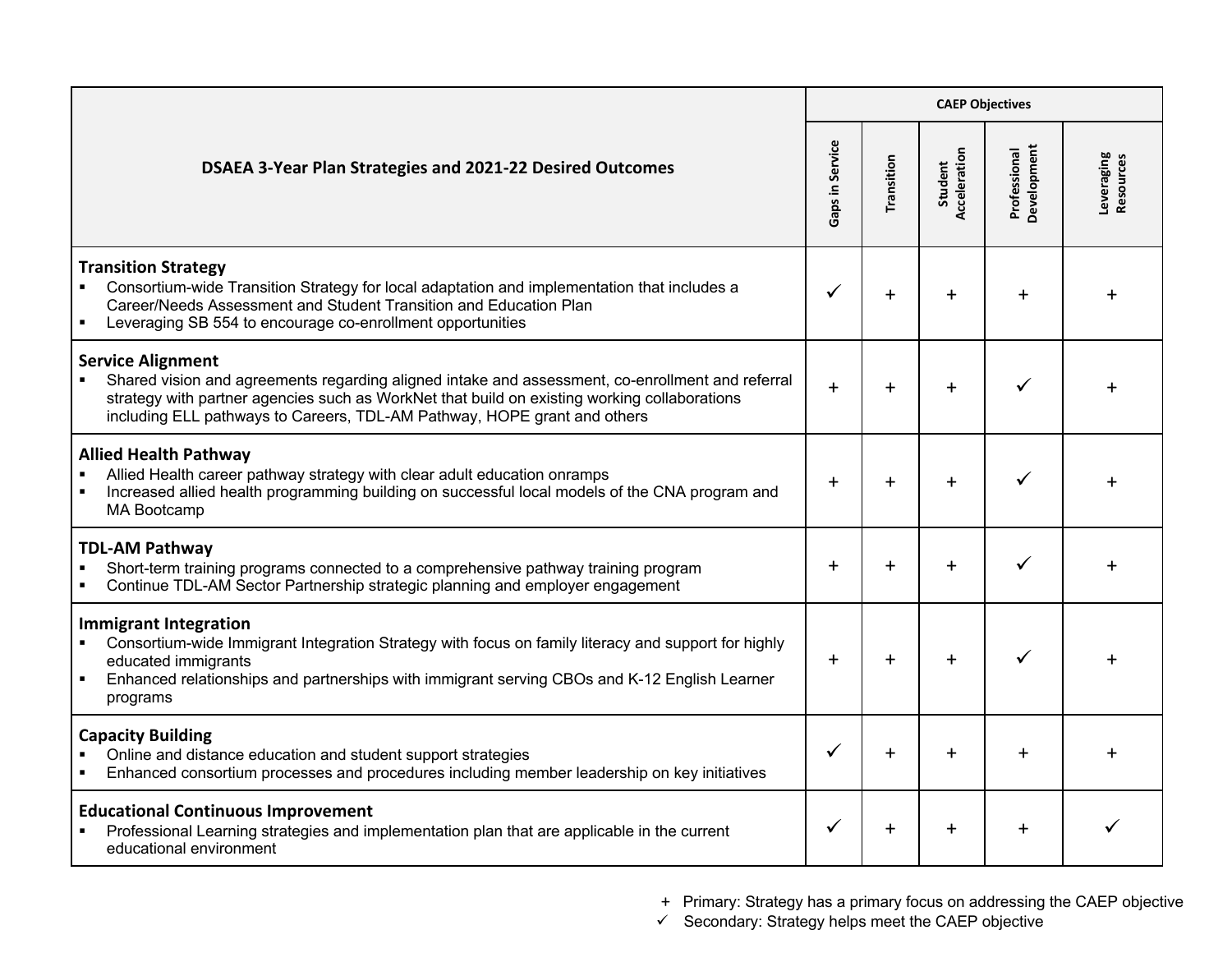| DSAEA 3-Year Plan Strategies and 2021-22 Desired Outcomes | CAEP Objectives | | | | |
|---|---|---|---|---|---|
| | Gaps in Service | Transition | Student Acceleration | Professional Development | Leveraging Resources |
| **Transition Strategy**<br>▪ Consortium-wide Transition Strategy for local adaptation and implementation that includes a Career/Needs Assessment and Student Transition and Education Plan<br>▪ Leveraging SB 554 to encourage co-enrollment opportunities | ✓ | + | + | + | + |
| **Service Alignment**<br>▪ Shared vision and agreements regarding aligned intake and assessment, co-enrollment and referral strategy with partner agencies such as WorkNet that build on existing working collaborations including ELL pathways to Careers, TDL-AM Pathway, HOPE grant and others | + | + | + | ✓ | + |
| **Allied Health Pathway**<br>▪ Allied Health career pathway strategy with clear adult education onramps<br>▪ Increased allied health programming building on successful local models of the CNA program and MA Bootcamp | + | + | + | ✓ | + |
| **TDL-AM Pathway**<br>▪ Short-term training programs connected to a comprehensive pathway training program<br>▪ Continue TDL-AM Sector Partnership strategic planning and employer engagement | + | + | + | ✓ | + |
| **Immigrant Integration**<br>▪ Consortium-wide Immigrant Integration Strategy with focus on family literacy and support for highly educated immigrants<br>▪ Enhanced relationships and partnerships with immigrant serving CBOs and K-12 English Learner programs | + | + | + | ✓ | + |
| **Capacity Building**<br>▪ Online and distance education and student support strategies<br>▪ Enhanced consortium processes and procedures including member leadership on key initiatives | ✓ | + | + | + | + |
| **Educational Continuous Improvement**<br>▪ Professional Learning strategies and implementation plan that are applicable in the current educational environment | ✓ | + | + | + | ✓ |

+ Primary: Strategy has a primary focus on addressing the CAEP objective
✓ Secondary: Strategy helps meet the CAEP objective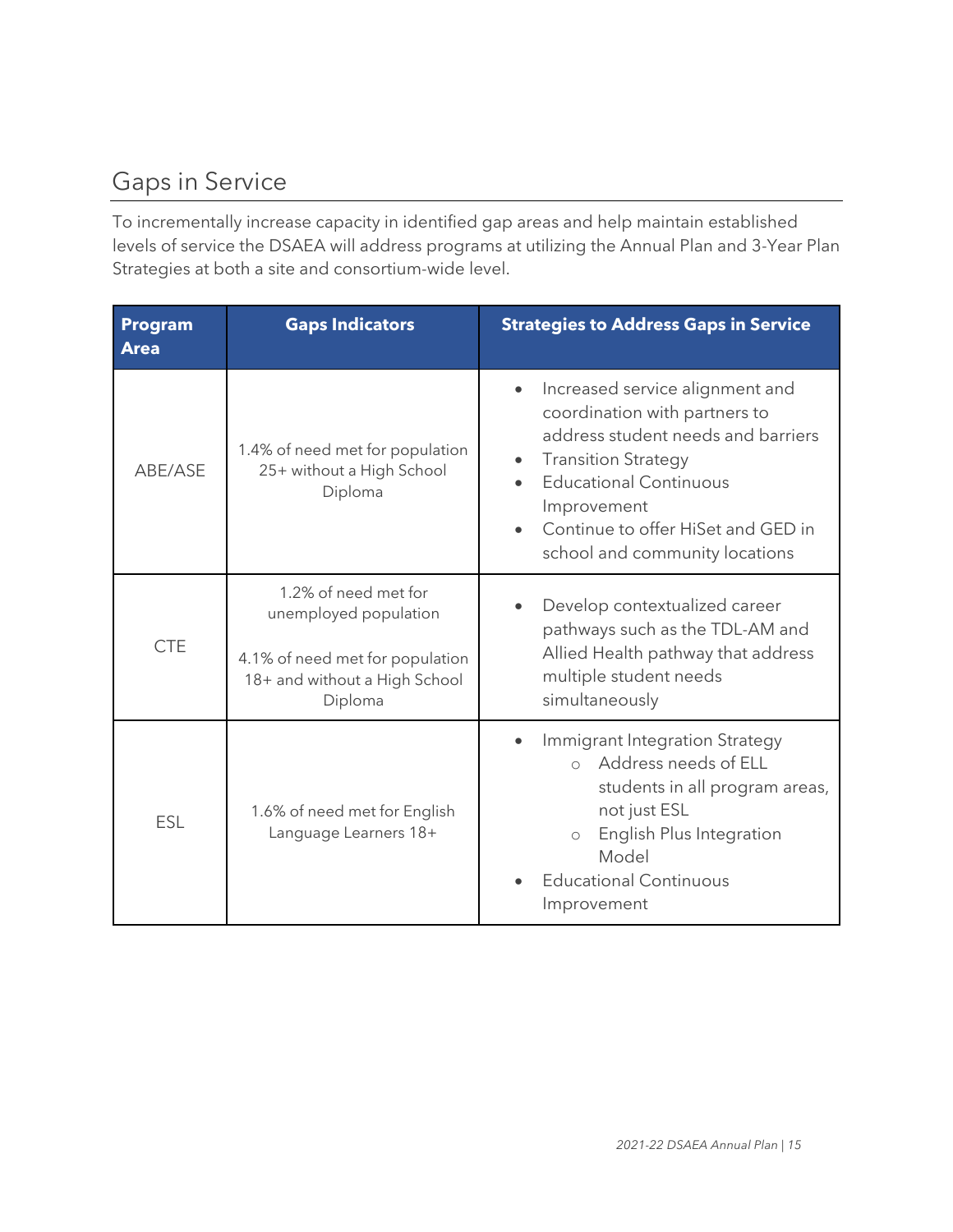## Gaps in Service

To incrementally increase capacity in identified gap areas and help maintain established levels of service the DSAEA will address programs at utilizing the Annual Plan and 3-Year Plan Strategies at both a site and consortium-wide level.

| Program Area | Gaps Indicators | Strategies to Address Gaps in Service |
|---|---|---|
| ABE/ASE | 1.4% of need met for population 25+ without a High School Diploma | • Increased service alignment and coordination with partners to address student needs and barriers<br>• Transition Strategy<br>• Educational Continuous Improvement<br>• Continue to offer HiSet and GED in school and community locations |
| CTE | 1.2% of need met for unemployed population<br><br>4.1% of need met for population 18+ and without a High School Diploma | • Develop contextualized career pathways such as the TDL-AM and Allied Health pathway that address multiple student needs simultaneously |
| ESL | 1.6% of need met for English Language Learners 18+ | • Immigrant Integration Strategy<br>&nbsp;&nbsp;&nbsp;&nbsp;○ Address needs of ELL students in all program areas, not just ESL<br>&nbsp;&nbsp;&nbsp;&nbsp;○ English Plus Integration Model<br>• Educational Continuous Improvement |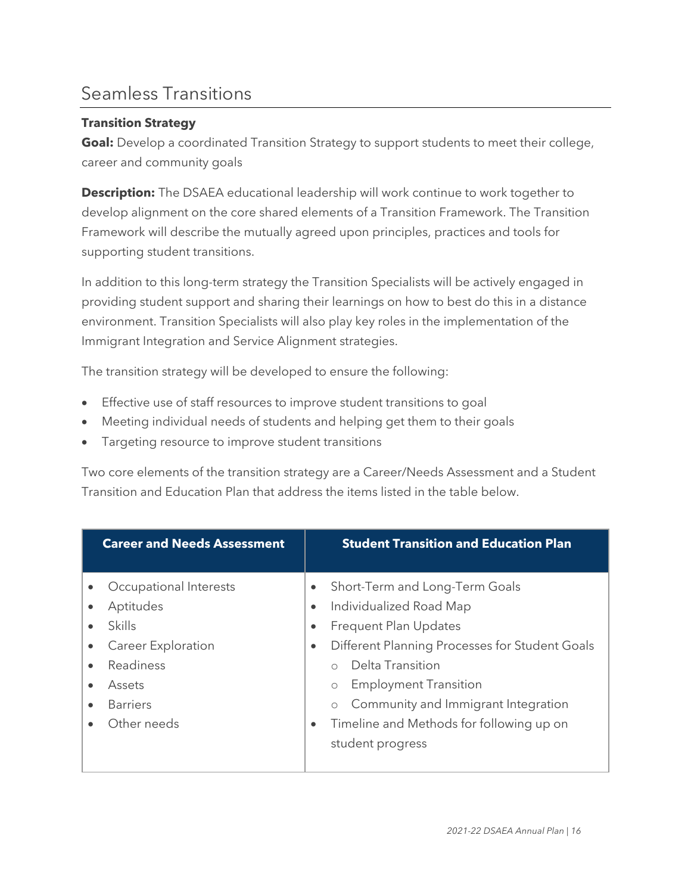## Seamless Transitions

**Transition Strategy**

**Goal:** Develop a coordinated Transition Strategy to support students to meet their college, career and community goals

**Description:** The DSAEA educational leadership will work continue to work together to develop alignment on the core shared elements of a Transition Framework. The Transition Framework will describe the mutually agreed upon principles, practices and tools for supporting student transitions.

In addition to this long-term strategy the Transition Specialists will be actively engaged in providing student support and sharing their learnings on how to best do this in a distance environment. Transition Specialists will also play key roles in the implementation of the Immigrant Integration and Service Alignment strategies.

The transition strategy will be developed to ensure the following:

- Effective use of staff resources to improve student transitions to goal
- Meeting individual needs of students and helping get them to their goals
- Targeting resource to improve student transitions

Two core elements of the transition strategy are a Career/Needs Assessment and a Student Transition and Education Plan that address the items listed in the table below.

| Career and Needs Assessment | Student Transition and Education Plan |
| --- | --- |
| • Occupational Interests<br>• Aptitudes<br>• Skills<br>• Career Exploration<br>• Readiness<br>• Assets<br>• Barriers<br>• Other needs | • Short-Term and Long-Term Goals<br>• Individualized Road Map<br>• Frequent Plan Updates<br>• Different Planning Processes for Student Goals<br>&nbsp;&nbsp;&nbsp;&nbsp;○ Delta Transition<br>&nbsp;&nbsp;&nbsp;&nbsp;○ Employment Transition<br>&nbsp;&nbsp;&nbsp;&nbsp;○ Community and Immigrant Integration<br>• Timeline and Methods for following up on student progress |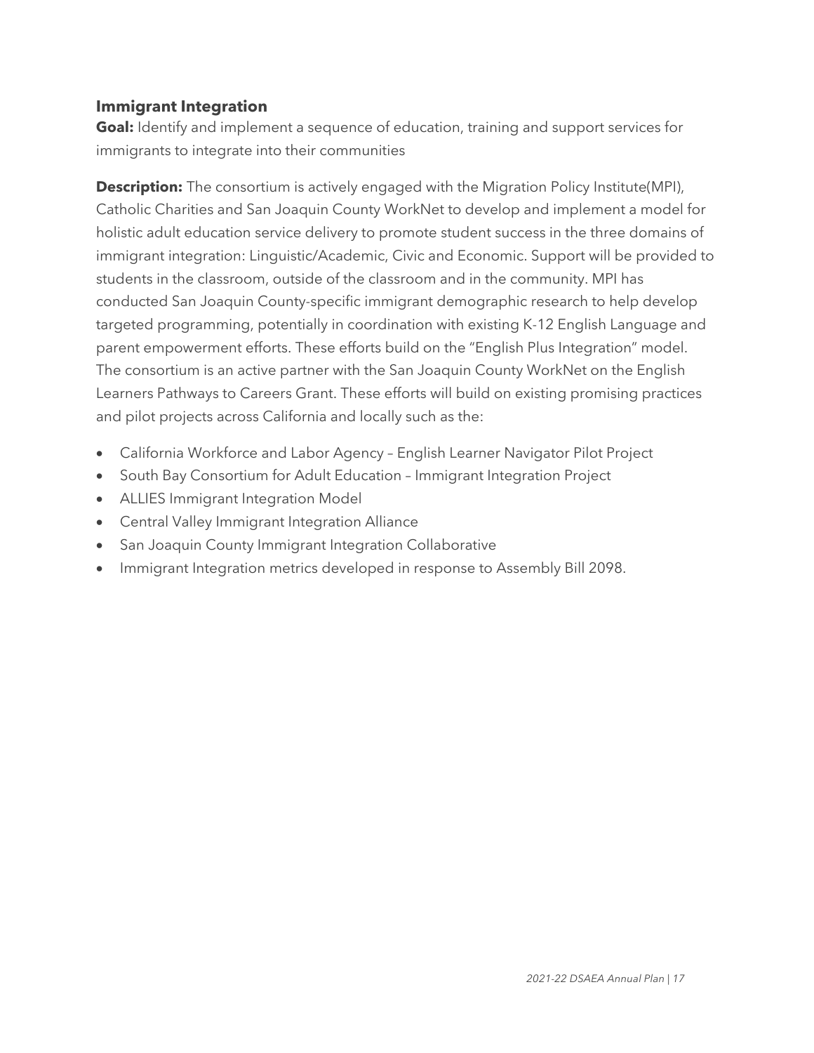### Immigrant Integration

**Goal:** Identify and implement a sequence of education, training and support services for immigrants to integrate into their communities

**Description:** The consortium is actively engaged with the Migration Policy Institute(MPI), Catholic Charities and San Joaquin County WorkNet to develop and implement a model for holistic adult education service delivery to promote student success in the three domains of immigrant integration: Linguistic/Academic, Civic and Economic. Support will be provided to students in the classroom, outside of the classroom and in the community. MPI has conducted San Joaquin County-specific immigrant demographic research to help develop targeted programming, potentially in coordination with existing K-12 English Language and parent empowerment efforts. These efforts build on the "English Plus Integration" model. The consortium is an active partner with the San Joaquin County WorkNet on the English Learners Pathways to Careers Grant. These efforts will build on existing promising practices and pilot projects across California and locally such as the:

- California Workforce and Labor Agency – English Learner Navigator Pilot Project
- South Bay Consortium for Adult Education – Immigrant Integration Project
- ALLIES Immigrant Integration Model
- Central Valley Immigrant Integration Alliance
- San Joaquin County Immigrant Integration Collaborative
- Immigrant Integration metrics developed in response to Assembly Bill 2098.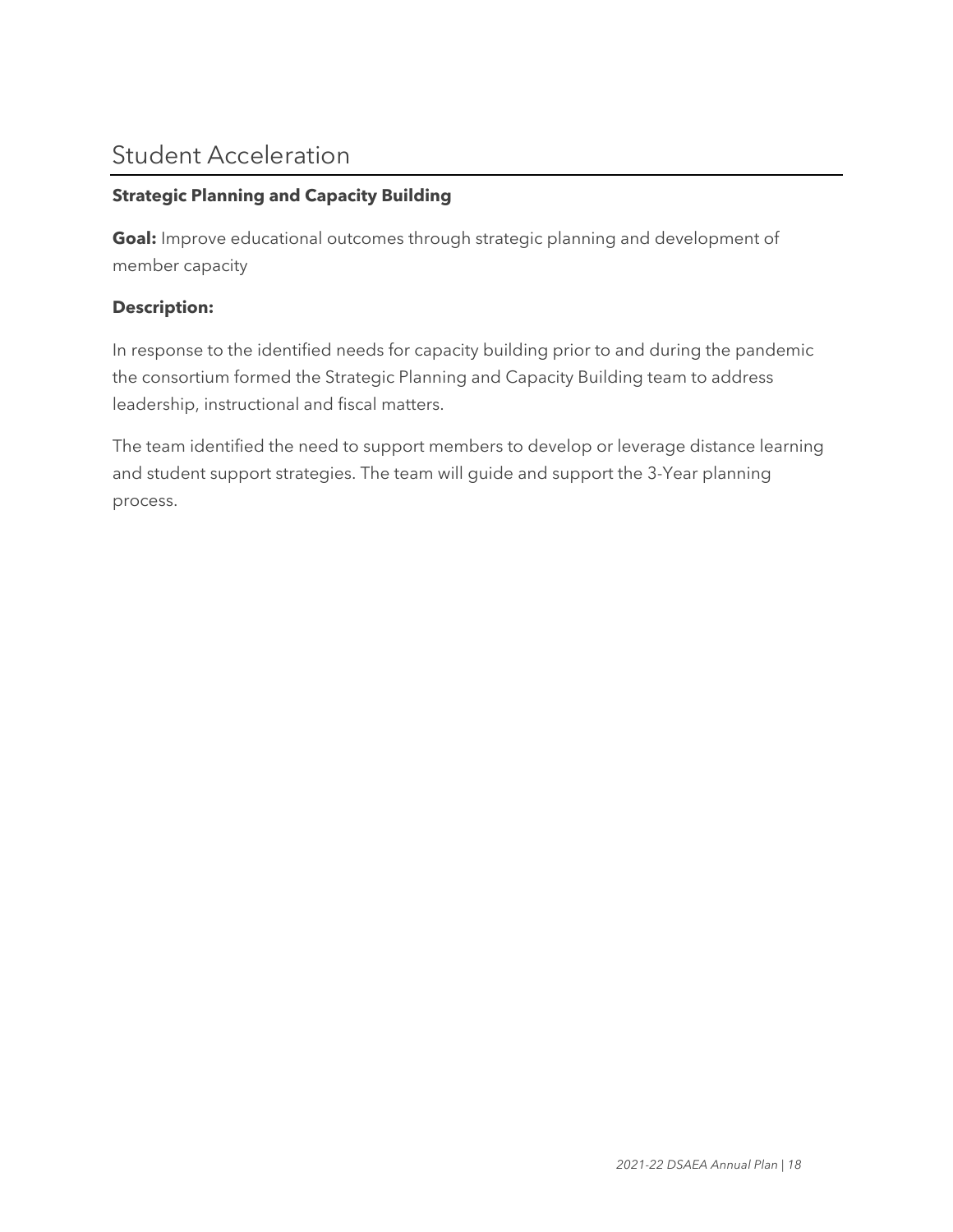# Student Acceleration

**Strategic Planning and Capacity Building**

**Goal:** Improve educational outcomes through strategic planning and development of member capacity

**Description:**

In response to the identified needs for capacity building prior to and during the pandemic the consortium formed the Strategic Planning and Capacity Building team to address leadership, instructional and fiscal matters.

The team identified the need to support members to develop or leverage distance learning and student support strategies. The team will guide and support the 3-Year planning process.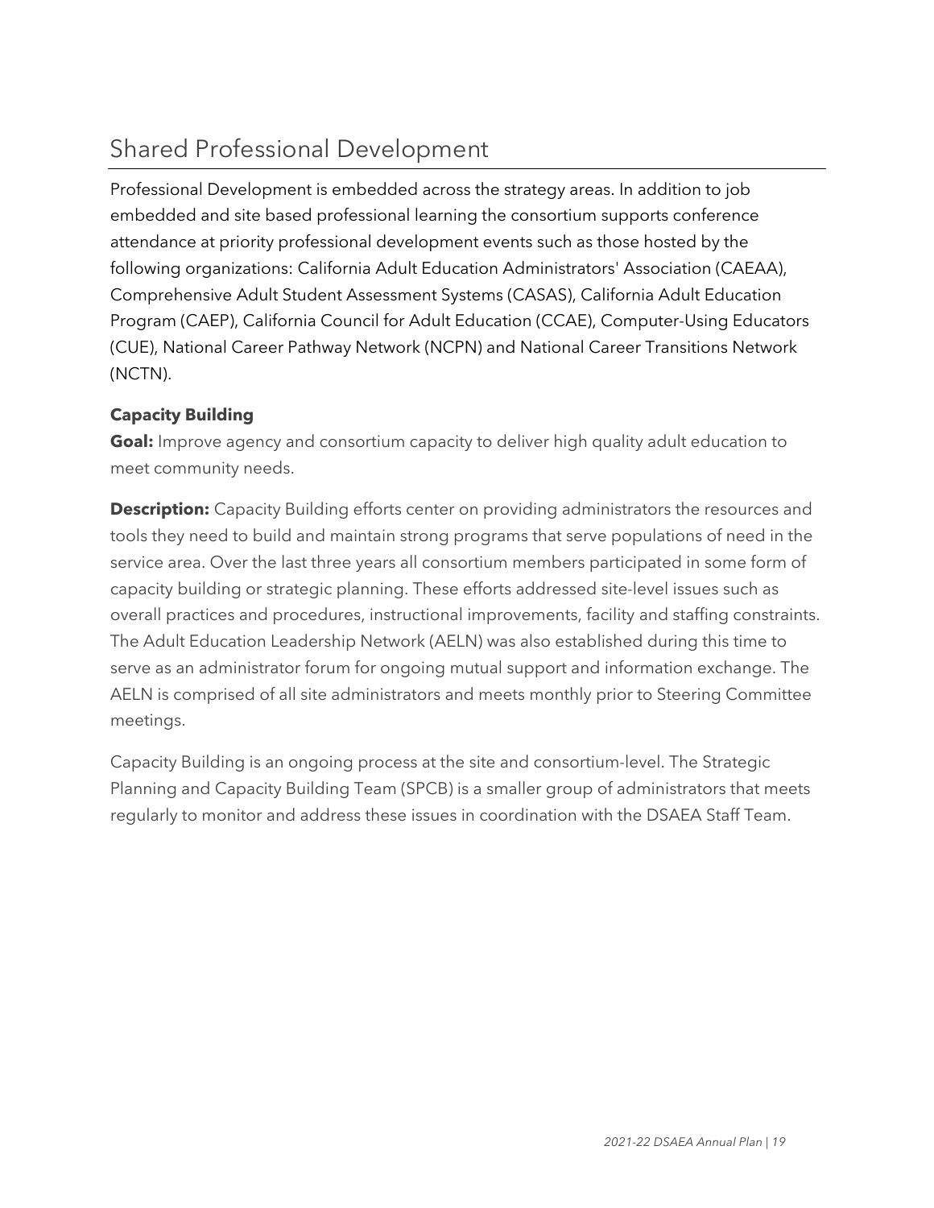## Shared Professional Development

Professional Development is embedded across the strategy areas. In addition to job embedded and site based professional learning the consortium supports conference attendance at priority professional development events such as those hosted by the following organizations: California Adult Education Administrators' Association (CAEAA), Comprehensive Adult Student Assessment Systems (CASAS), California Adult Education Program (CAEP), California Council for Adult Education (CCAE), Computer-Using Educators (CUE), National Career Pathway Network (NCPN) and National Career Transitions Network (NCTN).

**Capacity Building**

**Goal:** Improve agency and consortium capacity to deliver high quality adult education to meet community needs.

**Description:** Capacity Building efforts center on providing administrators the resources and tools they need to build and maintain strong programs that serve populations of need in the service area. Over the last three years all consortium members participated in some form of capacity building or strategic planning. These efforts addressed site-level issues such as overall practices and procedures, instructional improvements, facility and staffing constraints. The Adult Education Leadership Network (AELN) was also established during this time to serve as an administrator forum for ongoing mutual support and information exchange. The AELN is comprised of all site administrators and meets monthly prior to Steering Committee meetings.

Capacity Building is an ongoing process at the site and consortium-level. The Strategic Planning and Capacity Building Team (SPCB) is a smaller group of administrators that meets regularly to monitor and address these issues in coordination with the DSAEA Staff Team.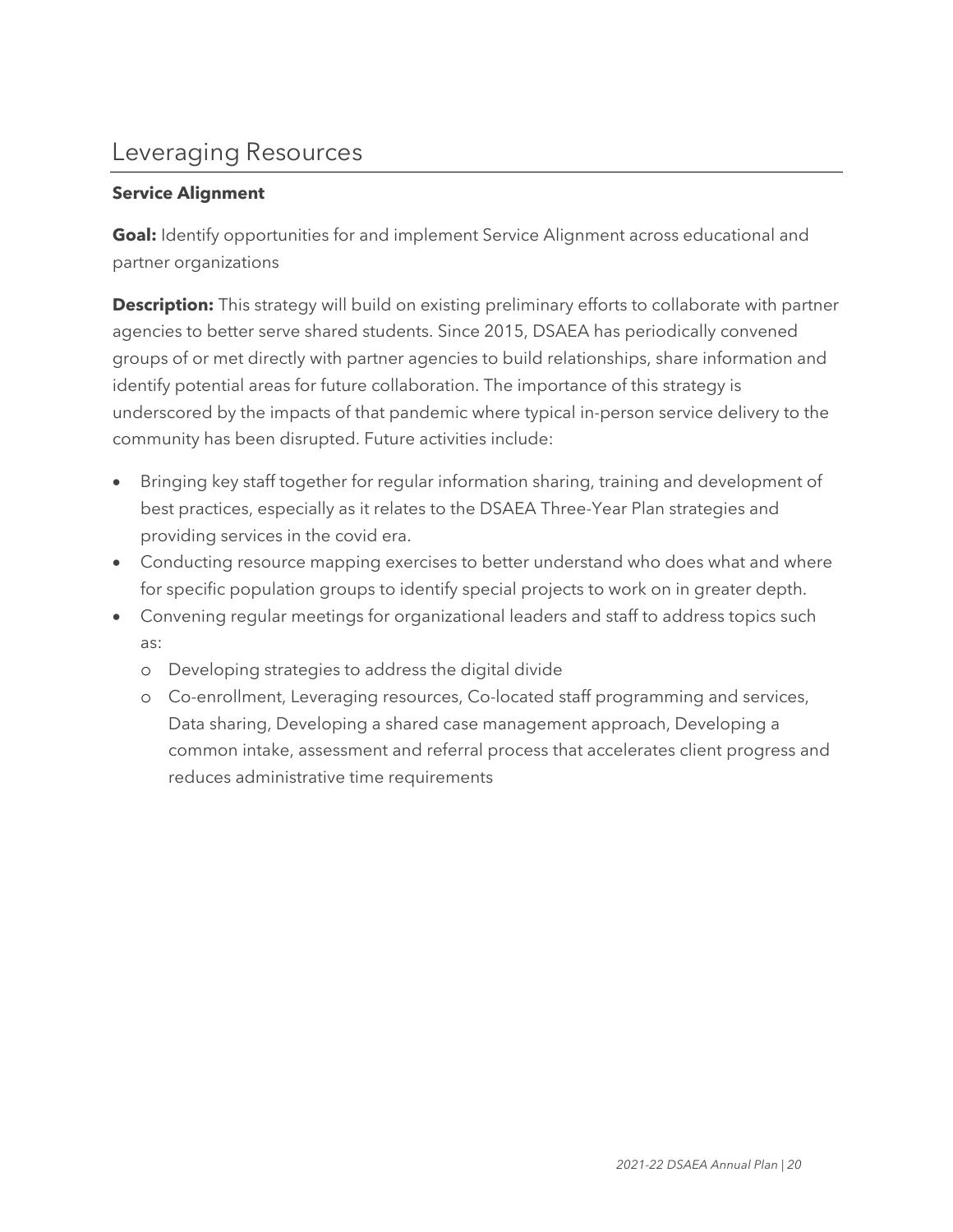## Leveraging Resources

**Service Alignment**

**Goal:** Identify opportunities for and implement Service Alignment across educational and partner organizations

**Description:** This strategy will build on existing preliminary efforts to collaborate with partner agencies to better serve shared students. Since 2015, DSAEA has periodically convened groups of or met directly with partner agencies to build relationships, share information and identify potential areas for future collaboration. The importance of this strategy is underscored by the impacts of that pandemic where typical in-person service delivery to the community has been disrupted. Future activities include:

- Bringing key staff together for regular information sharing, training and development of best practices, especially as it relates to the DSAEA Three-Year Plan strategies and providing services in the covid era.
- Conducting resource mapping exercises to better understand who does what and where for specific population groups to identify special projects to work on in greater depth.
- Convening regular meetings for organizational leaders and staff to address topics such as:
  - Developing strategies to address the digital divide
  - Co-enrollment, Leveraging resources, Co-located staff programming and services, Data sharing, Developing a shared case management approach, Developing a common intake, assessment and referral process that accelerates client progress and reduces administrative time requirements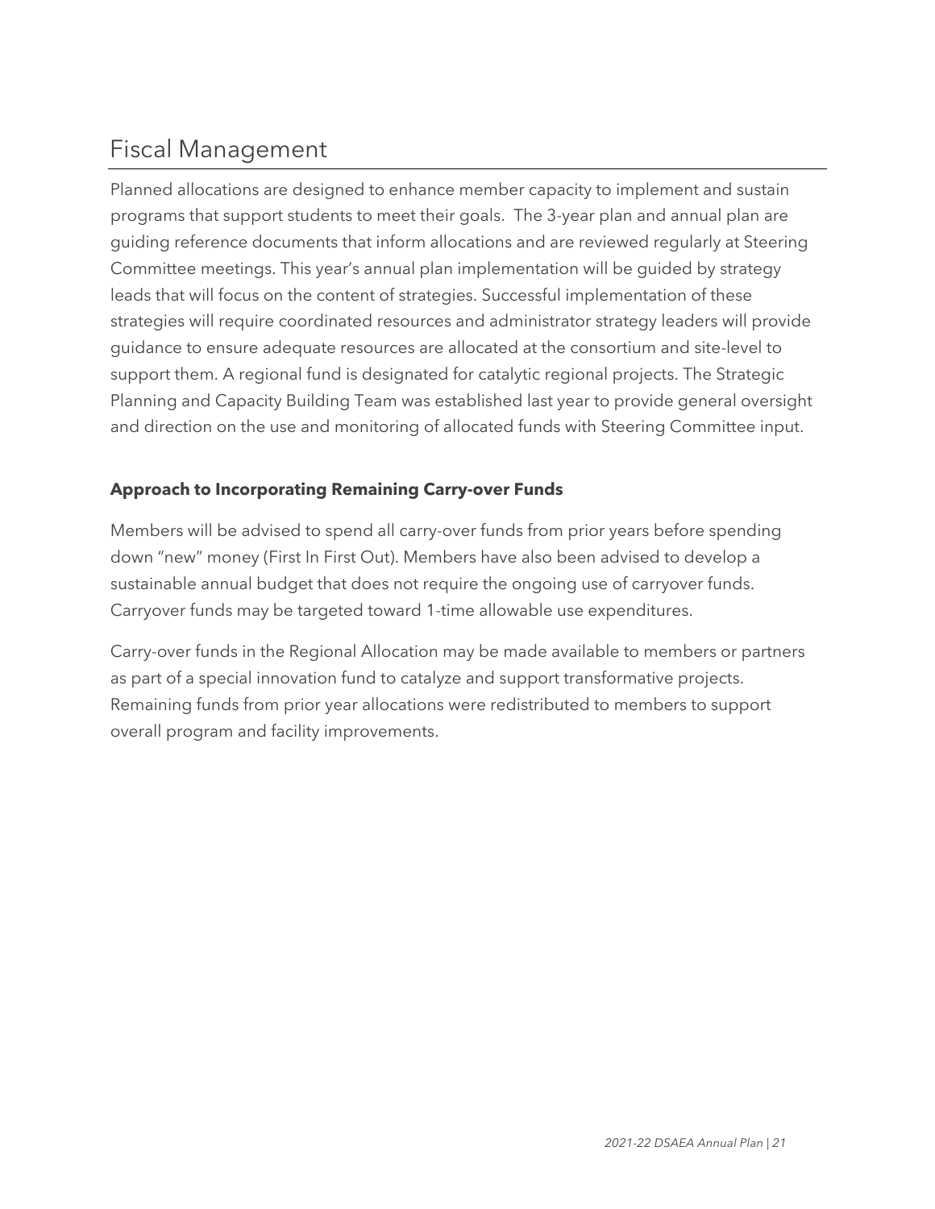# Fiscal Management

Planned allocations are designed to enhance member capacity to implement and sustain programs that support students to meet their goals.  The 3-year plan and annual plan are guiding reference documents that inform allocations and are reviewed regularly at Steering Committee meetings. This year's annual plan implementation will be guided by strategy leads that will focus on the content of strategies. Successful implementation of these strategies will require coordinated resources and administrator strategy leaders will provide guidance to ensure adequate resources are allocated at the consortium and site-level to support them. A regional fund is designated for catalytic regional projects. The Strategic Planning and Capacity Building Team was established last year to provide general oversight and direction on the use and monitoring of allocated funds with Steering Committee input.

**Approach to Incorporating Remaining Carry-over Funds**

Members will be advised to spend all carry-over funds from prior years before spending down "new" money (First In First Out). Members have also been advised to develop a sustainable annual budget that does not require the ongoing use of carryover funds. Carryover funds may be targeted toward 1-time allowable use expenditures.

Carry-over funds in the Regional Allocation may be made available to members or partners as part of a special innovation fund to catalyze and support transformative projects. Remaining funds from prior year allocations were redistributed to members to support overall program and facility improvements.